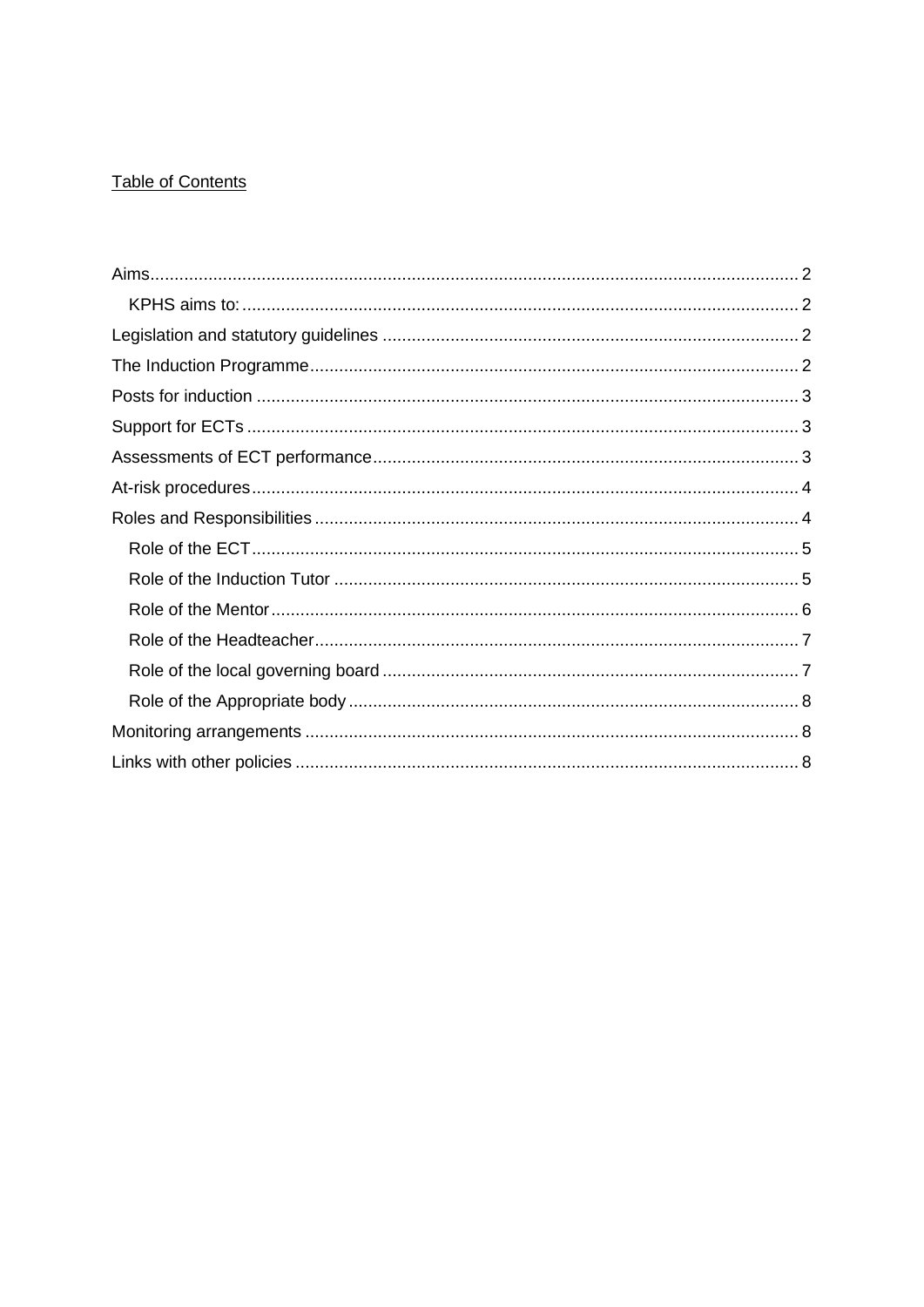Table of Contents

- Aims ..... 2
  - KPHS aims to: ..... 2
- Legislation and statutory guidelines ..... 2
- The Induction Programme ..... 2
- Posts for induction ..... 3
- Support for ECTs ..... 3
- Assessments of ECT performance ..... 3
- At-risk procedures ..... 4
- Roles and Responsibilities ..... 4
  - Role of the ECT ..... 5
  - Role of the Induction Tutor ..... 5
  - Role of the Mentor ..... 6
  - Role of the Headteacher ..... 7
  - Role of the local governing board ..... 7
  - Role of the Appropriate body ..... 8
- Monitoring arrangements ..... 8
- Links with other policies ..... 8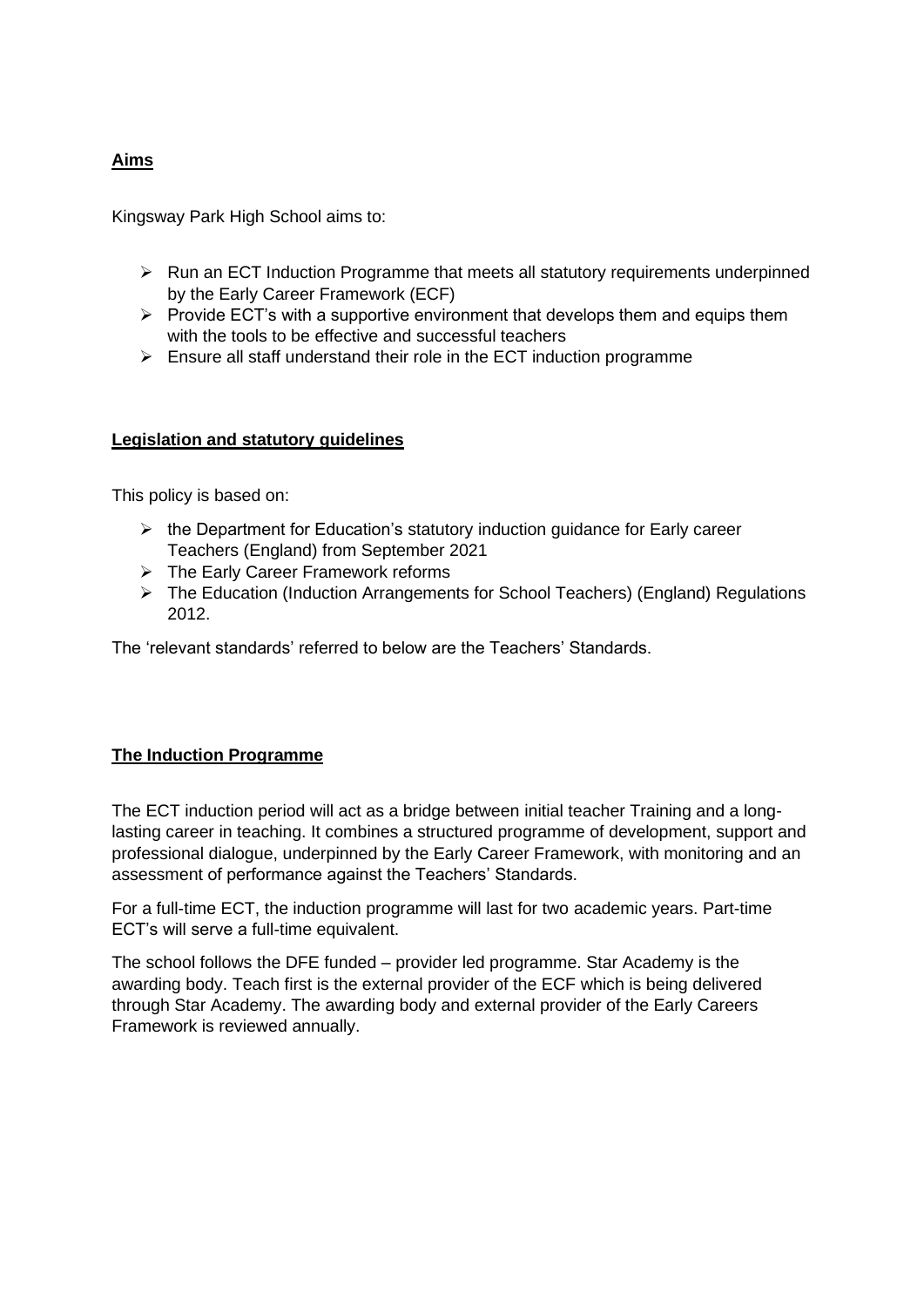## Aims

Kingsway Park High School aims to:

- Run an ECT Induction Programme that meets all statutory requirements underpinned by the Early Career Framework (ECF)
- Provide ECT's with a supportive environment that develops them and equips them with the tools to be effective and successful teachers
- Ensure all staff understand their role in the ECT induction programme

## Legislation and statutory guidelines

This policy is based on:

- the Department for Education's statutory induction guidance for Early career Teachers (England) from September 2021
- The Early Career Framework reforms
- The Education (Induction Arrangements for School Teachers) (England) Regulations 2012.

The 'relevant standards' referred to below are the Teachers' Standards.

## The Induction Programme

The ECT induction period will act as a bridge between initial teacher Training and a long-lasting career in teaching. It combines a structured programme of development, support and professional dialogue, underpinned by the Early Career Framework, with monitoring and an assessment of performance against the Teachers' Standards.

For a full-time ECT, the induction programme will last for two academic years. Part-time ECT's will serve a full-time equivalent.

The school follows the DFE funded – provider led programme. Star Academy is the awarding body. Teach first is the external provider of the ECF which is being delivered through Star Academy. The awarding body and external provider of the Early Careers Framework is reviewed annually.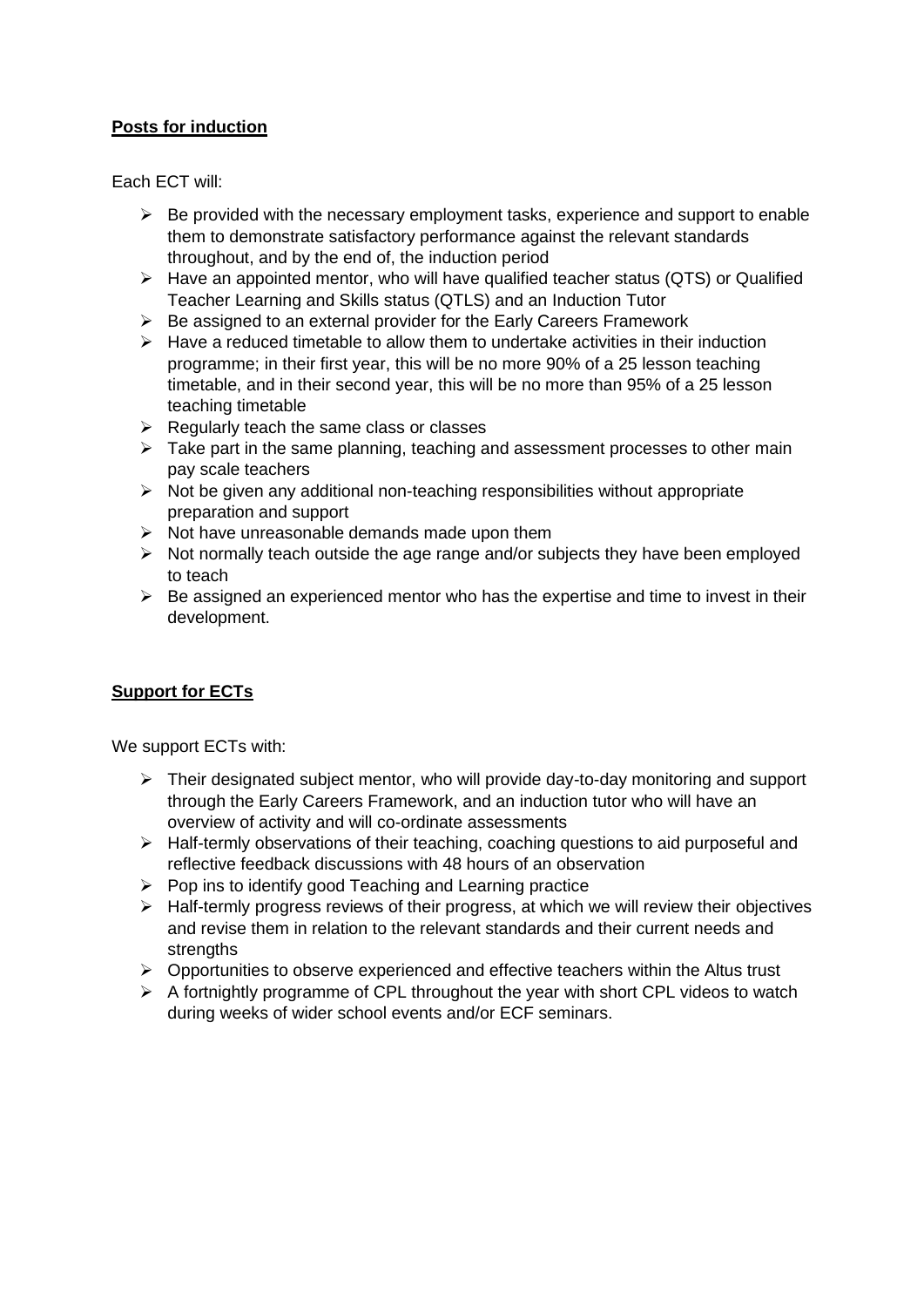**Posts for induction**

Each ECT will:

- Be provided with the necessary employment tasks, experience and support to enable them to demonstrate satisfactory performance against the relevant standards throughout, and by the end of, the induction period
- Have an appointed mentor, who will have qualified teacher status (QTS) or Qualified Teacher Learning and Skills status (QTLS) and an Induction Tutor
- Be assigned to an external provider for the Early Careers Framework
- Have a reduced timetable to allow them to undertake activities in their induction programme; in their first year, this will be no more 90% of a 25 lesson teaching timetable, and in their second year, this will be no more than 95% of a 25 lesson teaching timetable
- Regularly teach the same class or classes
- Take part in the same planning, teaching and assessment processes to other main pay scale teachers
- Not be given any additional non-teaching responsibilities without appropriate preparation and support
- Not have unreasonable demands made upon them
- Not normally teach outside the age range and/or subjects they have been employed to teach
- Be assigned an experienced mentor who has the expertise and time to invest in their development.

**Support for ECTs**

We support ECTs with:

- Their designated subject mentor, who will provide day-to-day monitoring and support through the Early Careers Framework, and an induction tutor who will have an overview of activity and will co-ordinate assessments
- Half-termly observations of their teaching, coaching questions to aid purposeful and reflective feedback discussions with 48 hours of an observation
- Pop ins to identify good Teaching and Learning practice
- Half-termly progress reviews of their progress, at which we will review their objectives and revise them in relation to the relevant standards and their current needs and strengths
- Opportunities to observe experienced and effective teachers within the Altus trust
- A fortnightly programme of CPL throughout the year with short CPL videos to watch during weeks of wider school events and/or ECF seminars.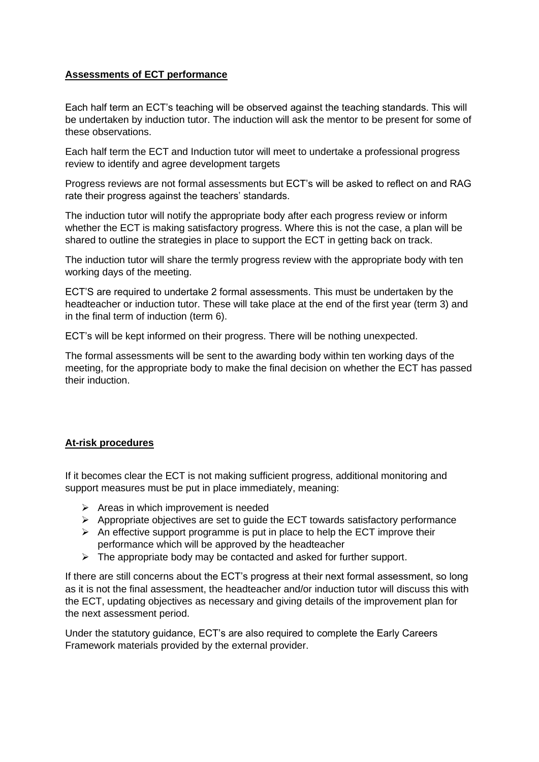**Assessments of ECT performance**

Each half term an ECT's teaching will be observed against the teaching standards. This will be undertaken by induction tutor. The induction will ask the mentor to be present for some of these observations.

Each half term the ECT and Induction tutor will meet to undertake a professional progress review to identify and agree development targets

Progress reviews are not formal assessments but ECT's will be asked to reflect on and RAG rate their progress against the teachers' standards.

The induction tutor will notify the appropriate body after each progress review or inform whether the ECT is making satisfactory progress. Where this is not the case, a plan will be shared to outline the strategies in place to support the ECT in getting back on track.

The induction tutor will share the termly progress review with the appropriate body with ten working days of the meeting.

ECT'S are required to undertake 2 formal assessments. This must be undertaken by the headteacher or induction tutor. These will take place at the end of the first year (term 3) and in the final term of induction (term 6).

ECT's will be kept informed on their progress. There will be nothing unexpected.

The formal assessments will be sent to the awarding body within ten working days of the meeting, for the appropriate body to make the final decision on whether the ECT has passed their induction.

**At-risk procedures**

If it becomes clear the ECT is not making sufficient progress, additional monitoring and support measures must be put in place immediately, meaning:

- Areas in which improvement is needed
- Appropriate objectives are set to guide the ECT towards satisfactory performance
- An effective support programme is put in place to help the ECT improve their performance which will be approved by the headteacher
- The appropriate body may be contacted and asked for further support.

If there are still concerns about the ECT's progress at their next formal assessment, so long as it is not the final assessment, the headteacher and/or induction tutor will discuss this with the ECT, updating objectives as necessary and giving details of the improvement plan for the next assessment period.

Under the statutory guidance, ECT's are also required to complete the Early Careers Framework materials provided by the external provider.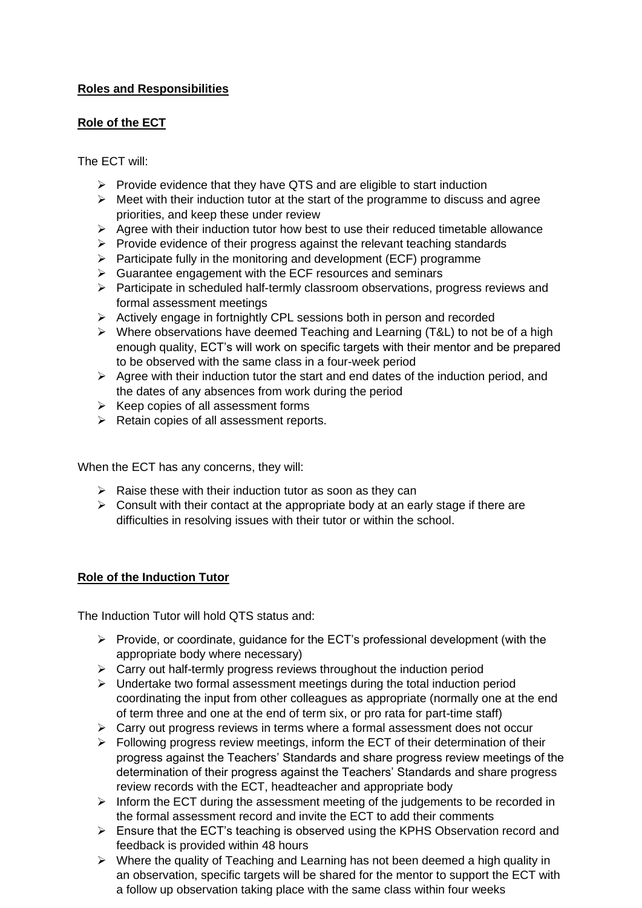**Roles and Responsibilities**

**Role of the ECT**

The ECT will:

- Provide evidence that they have QTS and are eligible to start induction
- Meet with their induction tutor at the start of the programme to discuss and agree priorities, and keep these under review
- Agree with their induction tutor how best to use their reduced timetable allowance
- Provide evidence of their progress against the relevant teaching standards
- Participate fully in the monitoring and development (ECF) programme
- Guarantee engagement with the ECF resources and seminars
- Participate in scheduled half-termly classroom observations, progress reviews and formal assessment meetings
- Actively engage in fortnightly CPL sessions both in person and recorded
- Where observations have deemed Teaching and Learning (T&L) to not be of a high enough quality, ECT's will work on specific targets with their mentor and be prepared to be observed with the same class in a four-week period
- Agree with their induction tutor the start and end dates of the induction period, and the dates of any absences from work during the period
- Keep copies of all assessment forms
- Retain copies of all assessment reports.

When the ECT has any concerns, they will:

- Raise these with their induction tutor as soon as they can
- Consult with their contact at the appropriate body at an early stage if there are difficulties in resolving issues with their tutor or within the school.

**Role of the Induction Tutor**

The Induction Tutor will hold QTS status and:

- Provide, or coordinate, guidance for the ECT's professional development (with the appropriate body where necessary)
- Carry out half-termly progress reviews throughout the induction period
- Undertake two formal assessment meetings during the total induction period coordinating the input from other colleagues as appropriate (normally one at the end of term three and one at the end of term six, or pro rata for part-time staff)
- Carry out progress reviews in terms where a formal assessment does not occur
- Following progress review meetings, inform the ECT of their determination of their progress against the Teachers' Standards and share progress review meetings of the determination of their progress against the Teachers' Standards and share progress review records with the ECT, headteacher and appropriate body
- Inform the ECT during the assessment meeting of the judgements to be recorded in the formal assessment record and invite the ECT to add their comments
- Ensure that the ECT's teaching is observed using the KPHS Observation record and feedback is provided within 48 hours
- Where the quality of Teaching and Learning has not been deemed a high quality in an observation, specific targets will be shared for the mentor to support the ECT with a follow up observation taking place with the same class within four weeks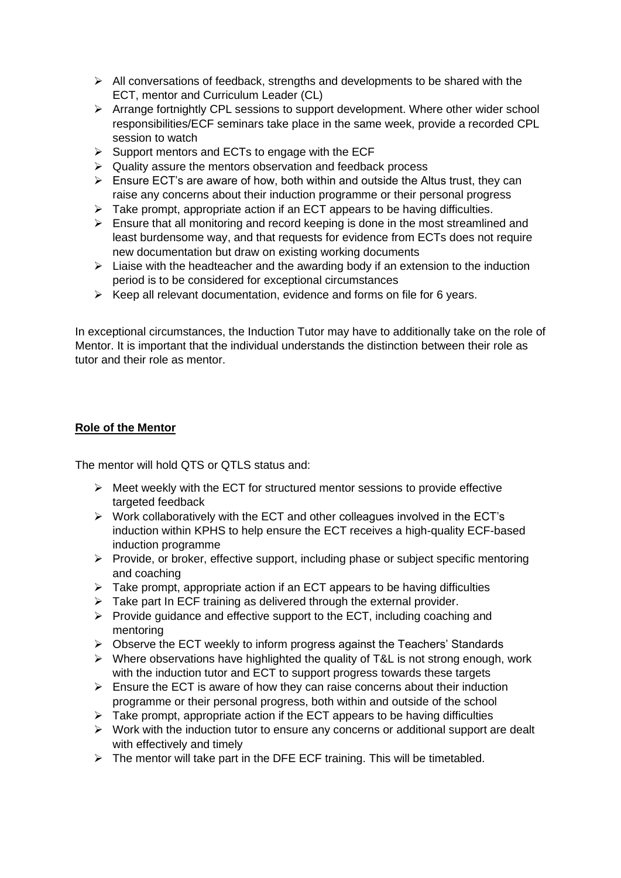- All conversations of feedback, strengths and developments to be shared with the ECT, mentor and Curriculum Leader (CL)
- Arrange fortnightly CPL sessions to support development. Where other wider school responsibilities/ECF seminars take place in the same week, provide a recorded CPL session to watch
- Support mentors and ECTs to engage with the ECF
- Quality assure the mentors observation and feedback process
- Ensure ECT's are aware of how, both within and outside the Altus trust, they can raise any concerns about their induction programme or their personal progress
- Take prompt, appropriate action if an ECT appears to be having difficulties.
- Ensure that all monitoring and record keeping is done in the most streamlined and least burdensome way, and that requests for evidence from ECTs does not require new documentation but draw on existing working documents
- Liaise with the headteacher and the awarding body if an extension to the induction period is to be considered for exceptional circumstances
- Keep all relevant documentation, evidence and forms on file for 6 years.

In exceptional circumstances, the Induction Tutor may have to additionally take on the role of Mentor. It is important that the individual understands the distinction between their role as tutor and their role as mentor.

## **Role of the Mentor**

The mentor will hold QTS or QTLS status and:

- Meet weekly with the ECT for structured mentor sessions to provide effective targeted feedback
- Work collaboratively with the ECT and other colleagues involved in the ECT's induction within KPHS to help ensure the ECT receives a high-quality ECF-based induction programme
- Provide, or broker, effective support, including phase or subject specific mentoring and coaching
- Take prompt, appropriate action if an ECT appears to be having difficulties
- Take part In ECF training as delivered through the external provider.
- Provide guidance and effective support to the ECT, including coaching and mentoring
- Observe the ECT weekly to inform progress against the Teachers' Standards
- Where observations have highlighted the quality of T&L is not strong enough, work with the induction tutor and ECT to support progress towards these targets
- Ensure the ECT is aware of how they can raise concerns about their induction programme or their personal progress, both within and outside of the school
- Take prompt, appropriate action if the ECT appears to be having difficulties
- Work with the induction tutor to ensure any concerns or additional support are dealt with effectively and timely
- The mentor will take part in the DFE ECF training. This will be timetabled.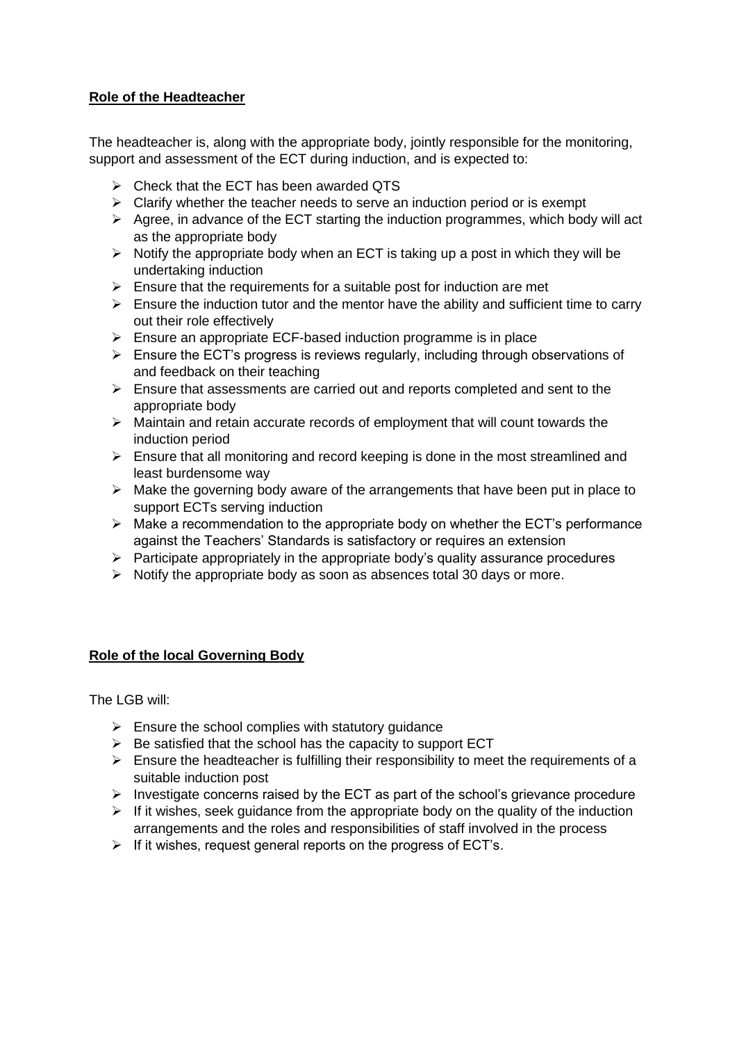**Role of the Headteacher**

The headteacher is, along with the appropriate body, jointly responsible for the monitoring, support and assessment of the ECT during induction, and is expected to:

- Check that the ECT has been awarded QTS
- Clarify whether the teacher needs to serve an induction period or is exempt
- Agree, in advance of the ECT starting the induction programmes, which body will act as the appropriate body
- Notify the appropriate body when an ECT is taking up a post in which they will be undertaking induction
- Ensure that the requirements for a suitable post for induction are met
- Ensure the induction tutor and the mentor have the ability and sufficient time to carry out their role effectively
- Ensure an appropriate ECF-based induction programme is in place
- Ensure the ECT's progress is reviews regularly, including through observations of and feedback on their teaching
- Ensure that assessments are carried out and reports completed and sent to the appropriate body
- Maintain and retain accurate records of employment that will count towards the induction period
- Ensure that all monitoring and record keeping is done in the most streamlined and least burdensome way
- Make the governing body aware of the arrangements that have been put in place to support ECTs serving induction
- Make a recommendation to the appropriate body on whether the ECT's performance against the Teachers' Standards is satisfactory or requires an extension
- Participate appropriately in the appropriate body's quality assurance procedures
- Notify the appropriate body as soon as absences total 30 days or more.

**Role of the local Governing Body**

The LGB will:

- Ensure the school complies with statutory guidance
- Be satisfied that the school has the capacity to support ECT
- Ensure the headteacher is fulfilling their responsibility to meet the requirements of a suitable induction post
- Investigate concerns raised by the ECT as part of the school's grievance procedure
- If it wishes, seek guidance from the appropriate body on the quality of the induction arrangements and the roles and responsibilities of staff involved in the process
- If it wishes, request general reports on the progress of ECT's.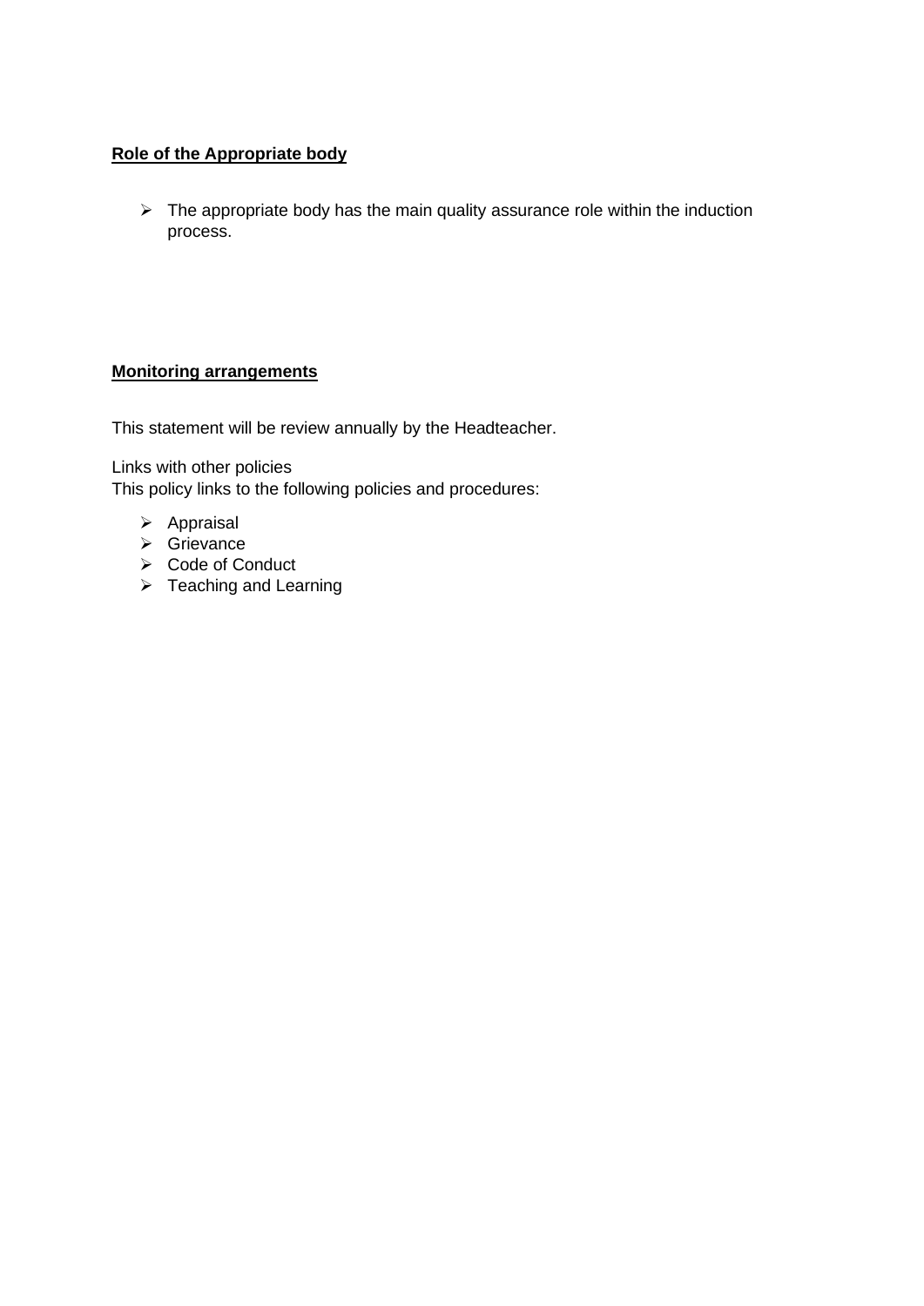**Role of the Appropriate body**

- The appropriate body has the main quality assurance role within the induction process.

**Monitoring arrangements**

This statement will be review annually by the Headteacher.

Links with other policies
This policy links to the following policies and procedures:

- Appraisal
- Grievance
- Code of Conduct
- Teaching and Learning